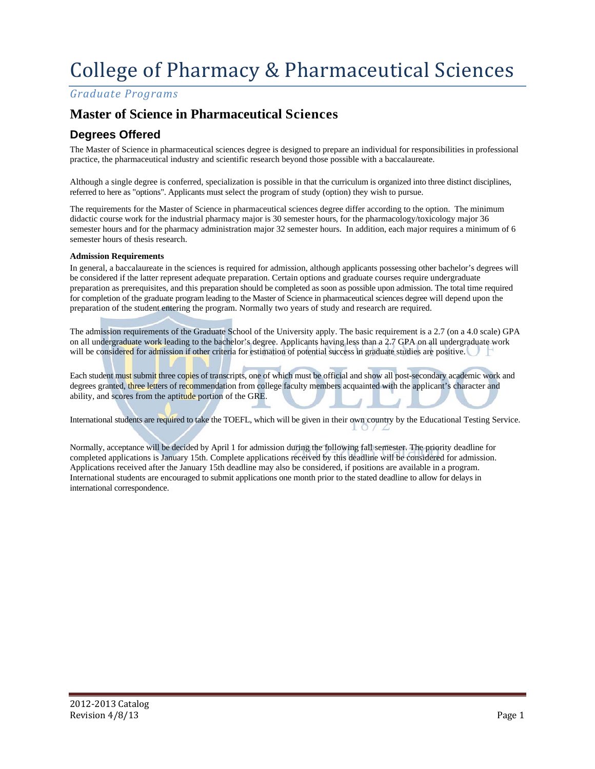# College of Pharmacy & Pharmaceutical Sciences

*Graduate Programs*

## Master of Science in Pharmaceutical Sciences

### Degrees Offered

The Master of Science in pharmaceutical sciences degree is designed to prepare an individual for responsibilities in professional practice, the pharmaceutical industry and scientific research beyond those possible with a baccalaureate.

Although a single degree is conferred, specialization is possible in that the curriculum is organized into three distinct disciplines, referred to here as "options". Applicants must select the program of study (option) they wish to pursue.

The requirements for the Master of Science in pharmaceutical sciences degree differ according to the option. The minimum didactic course work for the industrial pharmacy major is 30 semester hours, for the pharmacology/toxicology major 36 semester hours and for the pharmacy administration major 32 semester hours. In addition, each major requires a minimum of 6 semester hours of thesis research.

**Admission Requirements**

In general, a baccalaureate in the sciences is required for admission, although applicants possessing other bachelor's degrees will be considered if the latter represent adequate preparation. Certain options and graduate courses require undergraduate preparation as prerequisites, and this preparation should be completed as soon as possible upon admission. The total time required for completion of the graduate program leading to the Master of Science in pharmaceutical sciences degree will depend upon the preparation of the student entering the program. Normally two years of study and research are required.

The admission requirements of the Graduate School of the University apply. The basic requirement is a 2.7 (on a 4.0 scale) GPA on all undergraduate work leading to the bachelor's degree. Applicants having less than a 2.7 GPA on all undergraduate work will be considered for admission if other criteria for estimation of potential success in graduate studies are positive.

Each student must submit three copies of transcripts, one of which must be official and show all post-secondary academic work and degrees granted, three letters of recommendation from college faculty members acquainted with the applicant's character and ability, and scores from the aptitude portion of the GRE.

International students are required to take the TOEFL, which will be given in their own country by the Educational Testing Service.

Normally, acceptance will be decided by April 1 for admission during the following fall semester. The priority deadline for completed applications is January 15th. Complete applications received by this deadline will be considered for admission. Applications received after the January 15th deadline may also be considered, if positions are available in a program. International students are encouraged to submit applications one month prior to the stated deadline to allow for delays in international correspondence.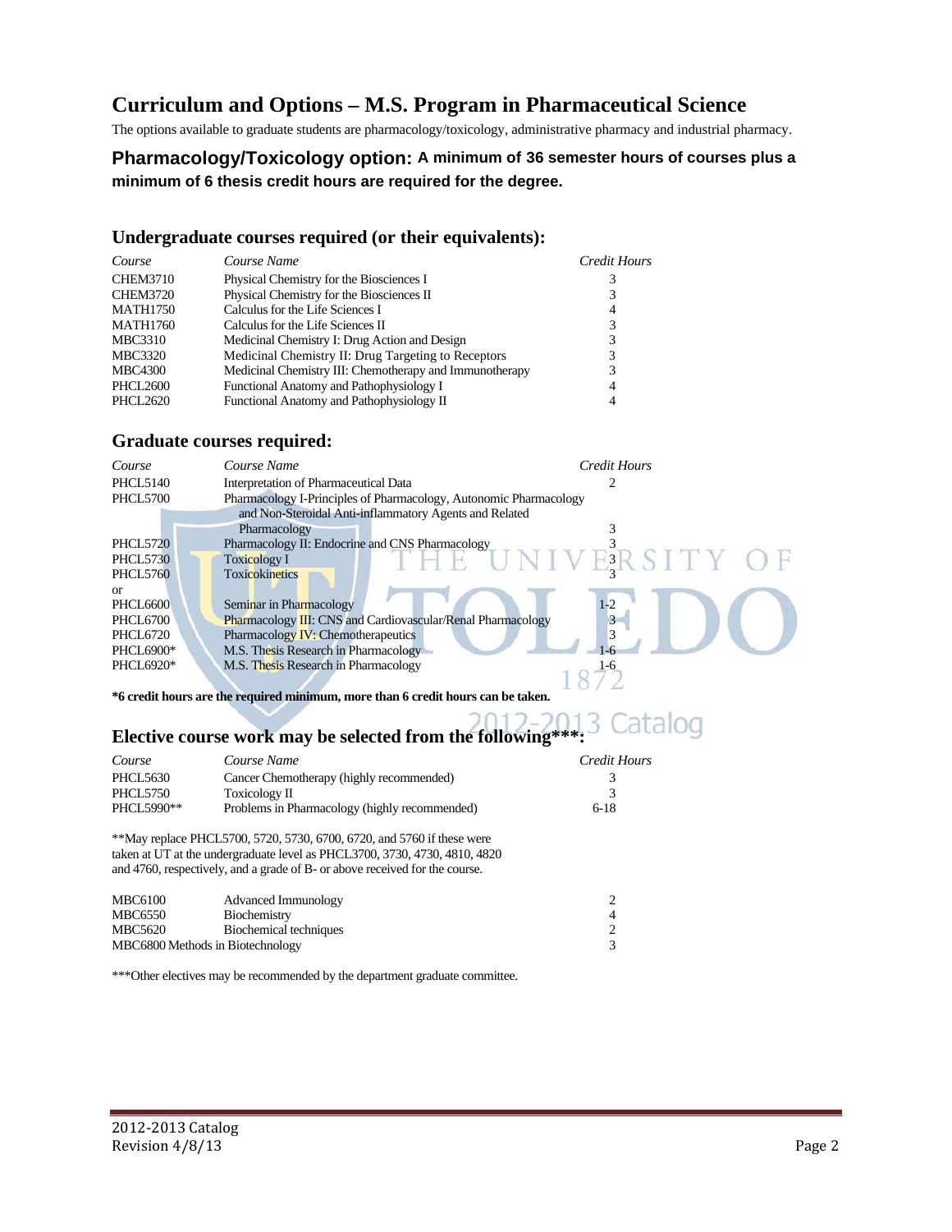# Curriculum and Options – M.S. Program in Pharmaceutical Science

The options available to graduate students are pharmacology/toxicology, administrative pharmacy and industrial pharmacy.

## Pharmacology/Toxicology option: A minimum of 36 semester hours of courses plus a minimum of 6 thesis credit hours are required for the degree.

### Undergraduate courses required (or their equivalents):

| *Course* | *Course Name* | *Credit Hours* |
|---|---|---|
| CHEM3710 | Physical Chemistry for the Biosciences I | 3 |
| CHEM3720 | Physical Chemistry for the Biosciences II | 3 |
| MATH1750 | Calculus for the Life Sciences I | 4 |
| MATH1760 | Calculus for the Life Sciences II | 3 |
| MBC3310 | Medicinal Chemistry I: Drug Action and Design | 3 |
| MBC3320 | Medicinal Chemistry II: Drug Targeting to Receptors | 3 |
| MBC4300 | Medicinal Chemistry III: Chemotherapy and Immunotherapy | 3 |
| PHCL2600 | Functional Anatomy and Pathophysiology I | 4 |
| PHCL2620 | Functional Anatomy and Pathophysiology II | 4 |

### Graduate courses required:

| *Course* | *Course Name* | *Credit Hours* |
|---|---|---|
| PHCL5140 | Interpretation of Pharmaceutical Data | 2 |
| PHCL5700 | Pharmacology I-Principles of Pharmacology, Autonomic Pharmacology and Non-Steroidal Anti-inflammatory Agents and Related Pharmacology | 3 |
| PHCL5720 | Pharmacology II: Endocrine and CNS Pharmacology | 3 |
| PHCL5730 | Toxicology I | 3 |
| PHCL5760 or | Toxicokinetics | 3 |
| PHCL6600 | Seminar in Pharmacology | 1-2 |
| PHCL6700 | Pharmacology III: CNS and Cardiovascular/Renal Pharmacology | 3 |
| PHCL6720 | Pharmacology IV: Chemotherapeutics | 3 |
| PHCL6900* | M.S. Thesis Research in Pharmacology | 1-6 |
| PHCL6920* | M.S. Thesis Research in Pharmacology | 1-6 |

***6 credit hours are the required minimum, more than 6 credit hours can be taken.**

### Elective course work may be selected from the following***:

| *Course* | *Course Name* | *Credit Hours* |
|---|---|---|
| PHCL5630 | Cancer Chemotherapy (highly recommended) | 3 |
| PHCL5750 | Toxicology II | 3 |
| PHCL5990** | Problems in Pharmacology (highly recommended) | 6-18 |

**May replace PHCL5700, 5720, 5730, 6700, 6720, and 5760 if these were taken at UT at the undergraduate level as PHCL3700, 3730, 4730, 4810, 4820 and 4760, respectively, and a grade of B- or above received for the course.

| | | |
|---|---|---|
| MBC6100 | Advanced Immunology | 2 |
| MBC6550 | Biochemistry | 4 |
| MBC5620 | Biochemical techniques | 2 |
| MBC6800 | Methods in Biotechnology | 3 |

***Other electives may be recommended by the department graduate committee.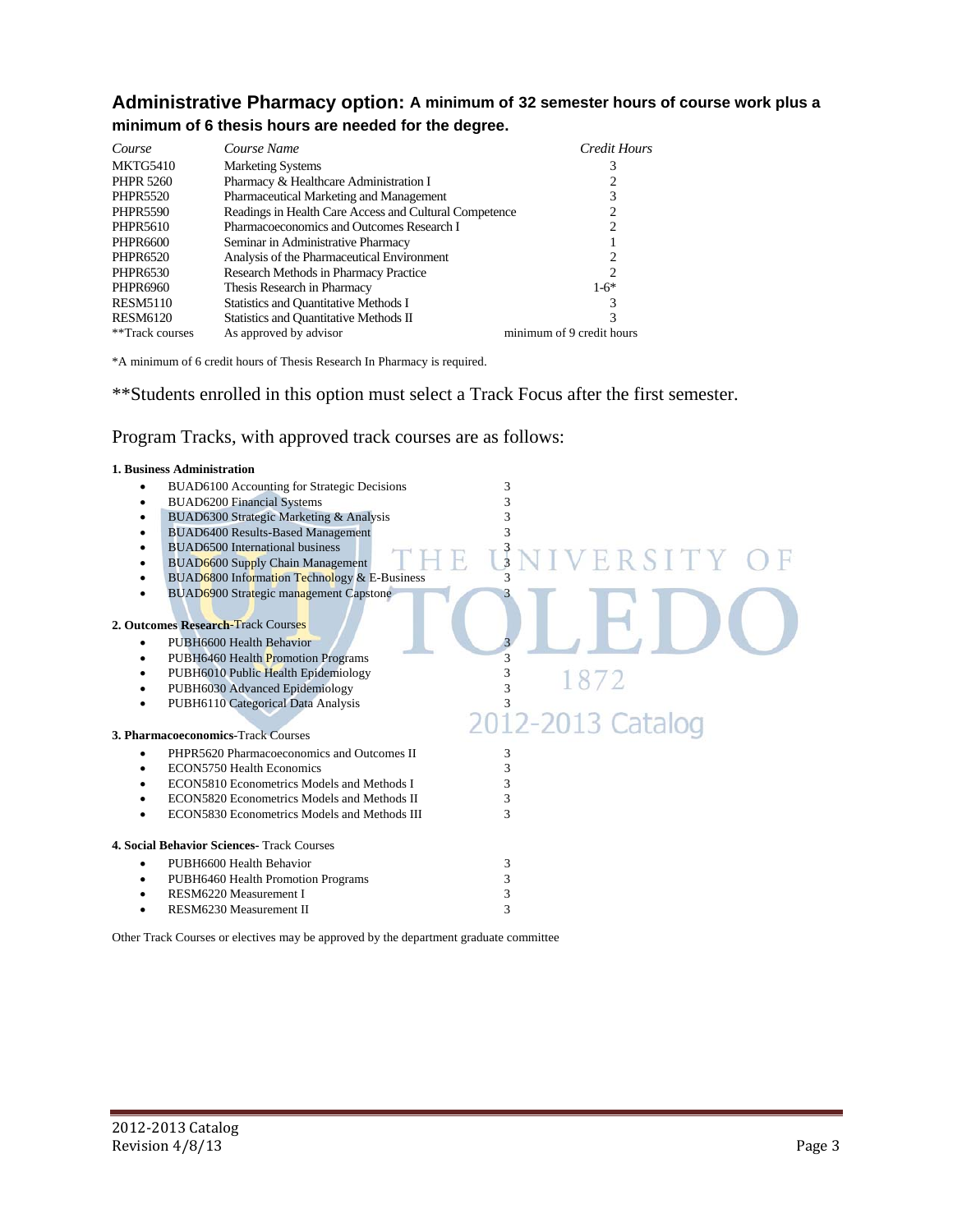## Administrative Pharmacy option: A minimum of 32 semester hours of course work plus a minimum of 6 thesis hours are needed for the degree.

| *Course* | *Course Name* | *Credit Hours* |
|---|---|---|
| MKTG5410 | Marketing Systems | 3 |
| PHPR 5260 | Pharmacy & Healthcare Administration I | 2 |
| PHPR5520 | Pharmaceutical Marketing and Management | 3 |
| PHPR5590 | Readings in Health Care Access and Cultural Competence | 2 |
| PHPR5610 | Pharmacoeconomics and Outcomes Research I | 2 |
| PHPR6600 | Seminar in Administrative Pharmacy | 1 |
| PHPR6520 | Analysis of the Pharmaceutical Environment | 2 |
| PHPR6530 | Research Methods in Pharmacy Practice | 2 |
| PHPR6960 | Thesis Research in Pharmacy | 1-6* |
| RESM5110 | Statistics and Quantitative Methods I | 3 |
| RESM6120 | Statistics and Quantitative Methods II | 3 |
| **Track courses | As approved by advisor | minimum of 9 credit hours |

*A minimum of 6 credit hours of Thesis Research In Pharmacy is required.

**Students enrolled in this option must select a Track Focus after the first semester.

Program Tracks, with approved track courses are as follows:

**1. Business Administration**

- BUAD6100 Accounting for Strategic Decisions 3
- BUAD6200 Financial Systems 3
- BUAD6300 Strategic Marketing & Analysis 3
- BUAD6400 Results-Based Management 3
- BUAD6500 International business 3
- BUAD6600 Supply Chain Management 3
- BUAD6800 Information Technology & E-Business 3
- BUAD6900 Strategic management Capstone 3

**2. Outcomes Research**-Track Courses

- PUBH6600 Health Behavior 3
- PUBH6460 Health Promotion Programs 3
- PUBH6010 Public Health Epidemiology 3
- PUBH6030 Advanced Epidemiology 3
- PUBH6110 Categorical Data Analysis 3

**3. Pharmacoeconomics**-Track Courses

- PHPR5620 Pharmacoeconomics and Outcomes II 3
- ECON5750 Health Economics 3
- ECON5810 Econometrics Models and Methods I 3
- ECON5820 Econometrics Models and Methods II 3
- ECON5830 Econometrics Models and Methods III 3

**4. Social Behavior Sciences-** Track Courses

- PUBH6600 Health Behavior 3
- PUBH6460 Health Promotion Programs 3
- RESM6220 Measurement I 3
- RESM6230 Measurement II 3

Other Track Courses or electives may be approved by the department graduate committee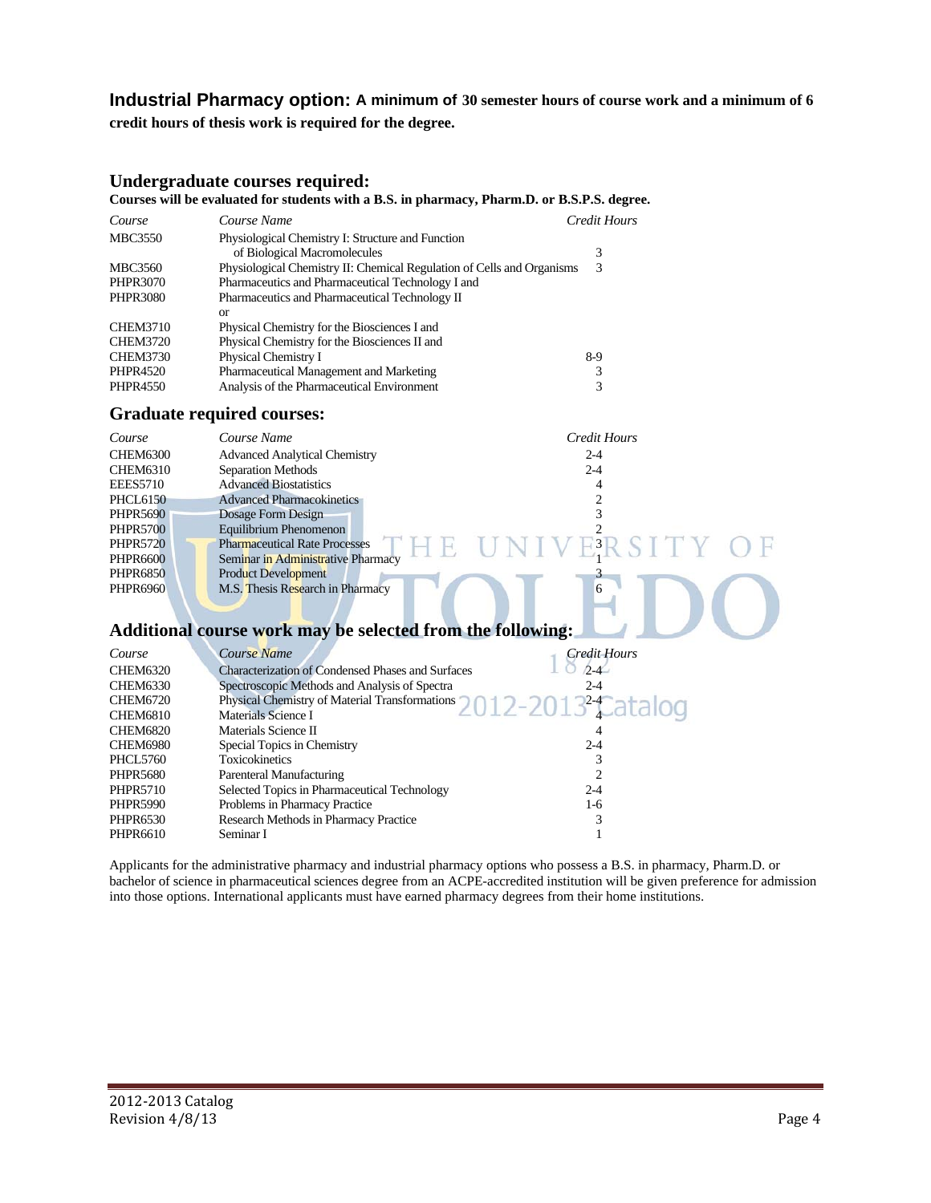**Industrial Pharmacy option: A minimum of 30 semester hours of course work and a minimum of 6 credit hours of thesis work is required for the degree.**

## Undergraduate courses required:

**Courses will be evaluated for students with a B.S. in pharmacy, Pharm.D. or B.S.P.S. degree.**

| *Course* | *Course Name* | *Credit Hours* |
|---|---|---|
| MBC3550 | Physiological Chemistry I: Structure and Function of Biological Macromolecules | 3 |
| MBC3560 | Physiological Chemistry II: Chemical Regulation of Cells and Organisms | 3 |
| PHPR3070 | Pharmaceutics and Pharmaceutical Technology I and | |
| PHPR3080 | Pharmaceutics and Pharmaceutical Technology II | |
| | or | |
| CHEM3710 | Physical Chemistry for the Biosciences I and | |
| CHEM3720 | Physical Chemistry for the Biosciences II and | |
| CHEM3730 | Physical Chemistry I | 8-9 |
| PHPR4520 | Pharmaceutical Management and Marketing | 3 |
| PHPR4550 | Analysis of the Pharmaceutical Environment | 3 |

## Graduate required courses:

| *Course* | *Course Name* | *Credit Hours* |
|---|---|---|
| CHEM6300 | Advanced Analytical Chemistry | 2-4 |
| CHEM6310 | Separation Methods | 2-4 |
| EEES5710 | Advanced Biostatistics | 4 |
| PHCL6150 | Advanced Pharmacokinetics | 2 |
| PHPR5690 | Dosage Form Design | 3 |
| PHPR5700 | Equilibrium Phenomenon | 2 |
| PHPR5720 | Pharmaceutical Rate Processes | 3 |
| PHPR6600 | Seminar in Administrative Pharmacy | 1 |
| PHPR6850 | Product Development | 3 |
| PHPR6960 | M.S. Thesis Research in Pharmacy | 6 |

## Additional course work may be selected from the following:

| *Course* | *Course Name* | *Credit Hours* |
|---|---|---|
| CHEM6320 | Characterization of Condensed Phases and Surfaces | 2-4 |
| CHEM6330 | Spectroscopic Methods and Analysis of Spectra | 2-4 |
| CHEM6720 | Physical Chemistry of Material Transformations | 2-4 |
| CHEM6810 | Materials Science I | 4 |
| CHEM6820 | Materials Science II | 4 |
| CHEM6980 | Special Topics in Chemistry | 2-4 |
| PHCL5760 | Toxicokinetics | 3 |
| PHPR5680 | Parenteral Manufacturing | 2 |
| PHPR5710 | Selected Topics in Pharmaceutical Technology | 2-4 |
| PHPR5990 | Problems in Pharmacy Practice | 1-6 |
| PHPR6530 | Research Methods in Pharmacy Practice | 3 |
| PHPR6610 | Seminar I | 1 |

Applicants for the administrative pharmacy and industrial pharmacy options who possess a B.S. in pharmacy, Pharm.D. or bachelor of science in pharmaceutical sciences degree from an ACPE-accredited institution will be given preference for admission into those options. International applicants must have earned pharmacy degrees from their home institutions.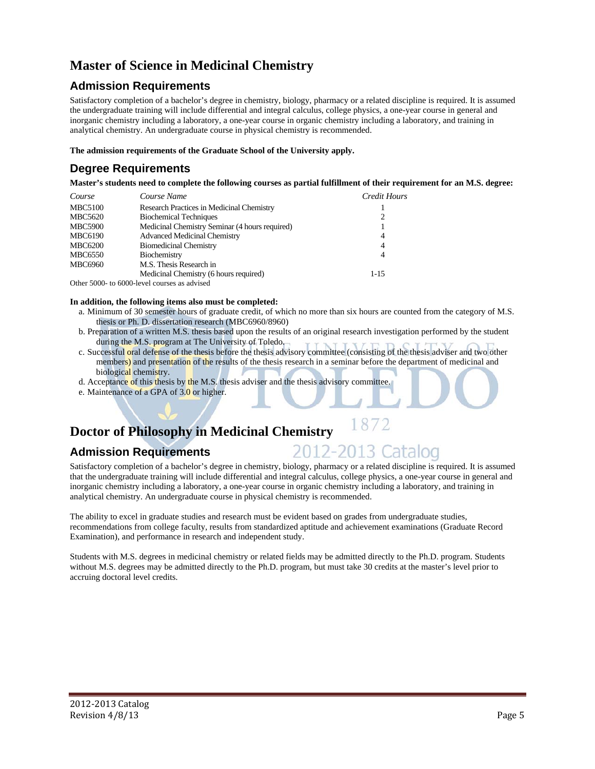# Master of Science in Medicinal Chemistry

## Admission Requirements

Satisfactory completion of a bachelor's degree in chemistry, biology, pharmacy or a related discipline is required. It is assumed the undergraduate training will include differential and integral calculus, college physics, a one-year course in general and inorganic chemistry including a laboratory, a one-year course in organic chemistry including a laboratory, and training in analytical chemistry. An undergraduate course in physical chemistry is recommended.

**The admission requirements of the Graduate School of the University apply.**

## Degree Requirements

**Master's students need to complete the following courses as partial fulfillment of their requirement for an M.S. degree:**

| *Course* | *Course Name* | *Credit Hours* |
|---|---|---|
| MBC5100 | Research Practices in Medicinal Chemistry | 1 |
| MBC5620 | Biochemical Techniques | 2 |
| MBC5900 | Medicinal Chemistry Seminar (4 hours required) | 1 |
| MBC6190 | Advanced Medicinal Chemistry | 4 |
| MBC6200 | Biomedicinal Chemistry | 4 |
| MBC6550 | Biochemistry | 4 |
| MBC6960 | M.S. Thesis Research in Medicinal Chemistry (6 hours required) | 1-15 |

Other 5000- to 6000-level courses as advised

**In addition, the following items also must be completed:**

a. Minimum of 30 semester hours of graduate credit, of which no more than six hours are counted from the category of M.S. thesis or Ph. D. dissertation research (MBC6960/8960)

b. Preparation of a written M.S. thesis based upon the results of an original research investigation performed by the student during the M.S. program at The University of Toledo.

c. Successful oral defense of the thesis before the thesis advisory committee (consisting of the thesis adviser and two other members) and presentation of the results of the thesis research in a seminar before the department of medicinal and biological chemistry.

d. Acceptance of this thesis by the M.S. thesis adviser and the thesis advisory committee.

e. Maintenance of a GPA of 3.0 or higher.

# Doctor of Philosophy in Medicinal Chemistry

## Admission Requirements

Satisfactory completion of a bachelor's degree in chemistry, biology, pharmacy or a related discipline is required. It is assumed that the undergraduate training will include differential and integral calculus, college physics, a one-year course in general and inorganic chemistry including a laboratory, a one-year course in organic chemistry including a laboratory, and training in analytical chemistry. An undergraduate course in physical chemistry is recommended.

The ability to excel in graduate studies and research must be evident based on grades from undergraduate studies, recommendations from college faculty, results from standardized aptitude and achievement examinations (Graduate Record Examination), and performance in research and independent study.

Students with M.S. degrees in medicinal chemistry or related fields may be admitted directly to the Ph.D. program. Students without M.S. degrees may be admitted directly to the Ph.D. program, but must take 30 credits at the master's level prior to accruing doctoral level credits.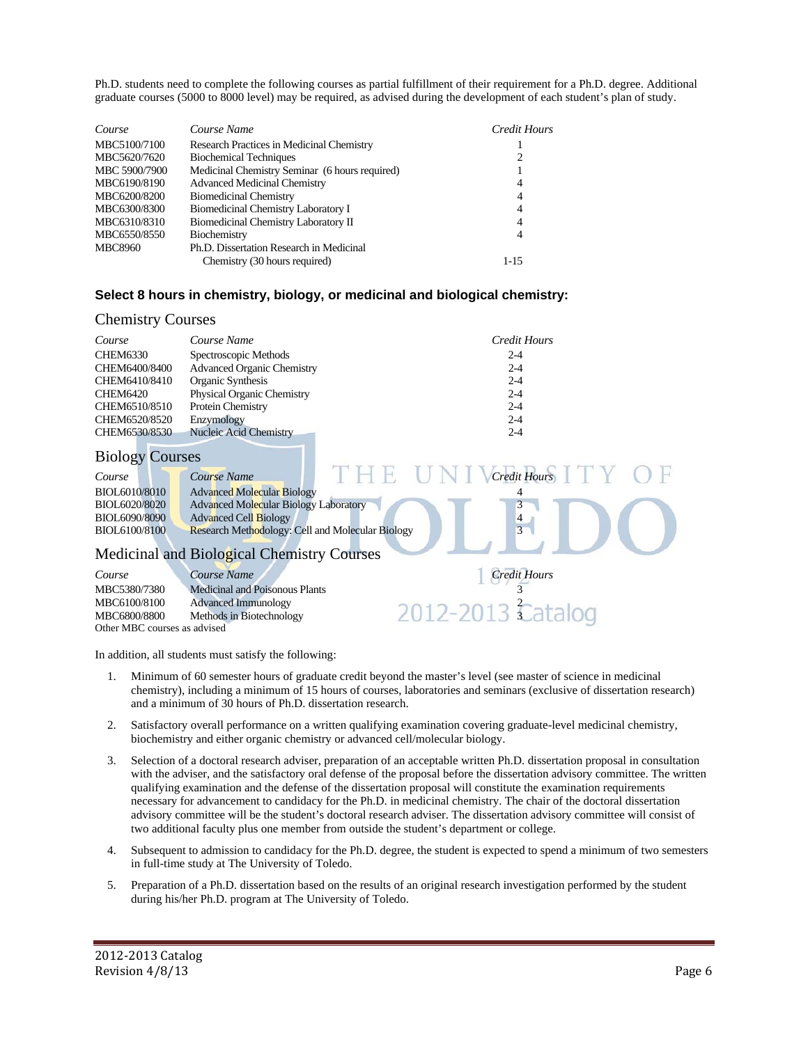Ph.D. students need to complete the following courses as partial fulfillment of their requirement for a Ph.D. degree. Additional graduate courses (5000 to 8000 level) may be required, as advised during the development of each student's plan of study.

| *Course* | *Course Name* | *Credit Hours* |
|---|---|---|
| MBC5100/7100 | Research Practices in Medicinal Chemistry | 1 |
| MBC5620/7620 | Biochemical Techniques | 2 |
| MBC 5900/7900 | Medicinal Chemistry Seminar (6 hours required) | 1 |
| MBC6190/8190 | Advanced Medicinal Chemistry | 4 |
| MBC6200/8200 | Biomedicinal Chemistry | 4 |
| MBC6300/8300 | Biomedicinal Chemistry Laboratory I | 4 |
| MBC6310/8310 | Biomedicinal Chemistry Laboratory II | 4 |
| MBC6550/8550 | Biochemistry | 4 |
| MBC8960 | Ph.D. Dissertation Research in Medicinal Chemistry (30 hours required) | 1-15 |

**Select 8 hours in chemistry, biology, or medicinal and biological chemistry:**

## Chemistry Courses

| *Course* | *Course Name* | *Credit Hours* |
|---|---|---|
| CHEM6330 | Spectroscopic Methods | 2-4 |
| CHEM6400/8400 | Advanced Organic Chemistry | 2-4 |
| CHEM6410/8410 | Organic Synthesis | 2-4 |
| CHEM6420 | Physical Organic Chemistry | 2-4 |
| CHEM6510/8510 | Protein Chemistry | 2-4 |
| CHEM6520/8520 | Enzymology | 2-4 |
| CHEM6530/8530 | Nucleic Acid Chemistry | 2-4 |

## Biology Courses

| *Course* | *Course Name* | *Credit Hours* |
|---|---|---|
| BIOL6010/8010 | Advanced Molecular Biology | 4 |
| BIOL6020/8020 | Advanced Molecular Biology Laboratory | 3 |
| BIOL6090/8090 | Advanced Cell Biology | 4 |
| BIOL6100/8100 | Research Methodology: Cell and Molecular Biology | 3 |

## Medicinal and Biological Chemistry Courses

| *Course* | *Course Name* | *Credit Hours* |
|---|---|---|
| MBC5380/7380 | Medicinal and Poisonous Plants | 3 |
| MBC6100/8100 | Advanced Immunology | 2 |
| MBC6800/8800 | Methods in Biotechnology | 3 |
| Other MBC courses as advised | | |

In addition, all students must satisfy the following:

1. Minimum of 60 semester hours of graduate credit beyond the master's level (see master of science in medicinal chemistry), including a minimum of 15 hours of courses, laboratories and seminars (exclusive of dissertation research) and a minimum of 30 hours of Ph.D. dissertation research.
2. Satisfactory overall performance on a written qualifying examination covering graduate-level medicinal chemistry, biochemistry and either organic chemistry or advanced cell/molecular biology.
3. Selection of a doctoral research adviser, preparation of an acceptable written Ph.D. dissertation proposal in consultation with the adviser, and the satisfactory oral defense of the proposal before the dissertation advisory committee. The written qualifying examination and the defense of the dissertation proposal will constitute the examination requirements necessary for advancement to candidacy for the Ph.D. in medicinal chemistry. The chair of the doctoral dissertation advisory committee will be the student's doctoral research adviser. The dissertation advisory committee will consist of two additional faculty plus one member from outside the student's department or college.
4. Subsequent to admission to candidacy for the Ph.D. degree, the student is expected to spend a minimum of two semesters in full-time study at The University of Toledo.
5. Preparation of a Ph.D. dissertation based on the results of an original research investigation performed by the student during his/her Ph.D. program at The University of Toledo.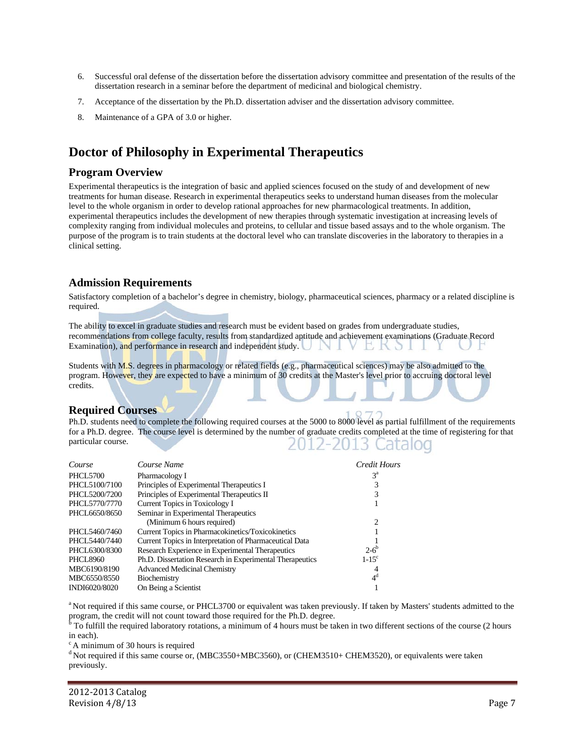6. Successful oral defense of the dissertation before the dissertation advisory committee and presentation of the results of the dissertation research in a seminar before the department of medicinal and biological chemistry.
7. Acceptance of the dissertation by the Ph.D. dissertation adviser and the dissertation advisory committee.
8. Maintenance of a GPA of 3.0 or higher.

# Doctor of Philosophy in Experimental Therapeutics

## Program Overview

Experimental therapeutics is the integration of basic and applied sciences focused on the study of and development of new treatments for human disease. Research in experimental therapeutics seeks to understand human diseases from the molecular level to the whole organism in order to develop rational approaches for new pharmacological treatments. In addition, experimental therapeutics includes the development of new therapies through systematic investigation at increasing levels of complexity ranging from individual molecules and proteins, to cellular and tissue based assays and to the whole organism. The purpose of the program is to train students at the doctoral level who can translate discoveries in the laboratory to therapies in a clinical setting.

## Admission Requirements

Satisfactory completion of a bachelor's degree in chemistry, biology, pharmaceutical sciences, pharmacy or a related discipline is required.

The ability to excel in graduate studies and research must be evident based on grades from undergraduate studies, recommendations from college faculty, results from standardized aptitude and achievement examinations (Graduate Record Examination), and performance in research and independent study.

Students with M.S. degrees in pharmacology or related fields (e.g., pharmaceutical sciences) may be also admitted to the program. However, they are expected to have a minimum of 30 credits at the Master's level prior to accruing doctoral level credits.

## Required Courses

Ph.D. students need to complete the following required courses at the 5000 to 8000 level as partial fulfillment of the requirements for a Ph.D. degree. The course level is determined by the number of graduate credits completed at the time of registering for that particular course.

| *Course* | *Course Name* | *Credit Hours* |
|---|---|---|
| PHCL5700 | Pharmacology I | 3[a] |
| PHCL5100/7100 | Principles of Experimental Therapeutics I | 3 |
| PHCL5200/7200 | Principles of Experimental Therapeutics II | 3 |
| PHCL5770/7770 | Current Topics in Toxicology I | 1 |
| PHCL6650/8650 | Seminar in Experimental Therapeutics (Minimum 6 hours required) | 2 |
| PHCL5460/7460 | Current Topics in Pharmacokinetics/Toxicokinetics | 1 |
| PHCL5440/7440 | Current Topics in Interpretation of Pharmaceutical Data | 1 |
| PHCL6300/8300 | Research Experience in Experimental Therapeutics | 2-6[b] |
| PHCL8960 | Ph.D. Dissertation Research in Experimental Therapeutics | 1-15[c] |
| MBC6190/8190 | Advanced Medicinal Chemistry | 4 |
| MBC6550/8550 | Biochemistry | 4[d] |
| INDI6020/8020 | On Being a Scientist | 1 |

[a] Not required if this same course, or PHCL3700 or equivalent was taken previously. If taken by Masters' students admitted to the program, the credit will not count toward those required for the Ph.D. degree.
[b] To fulfill the required laboratory rotations, a minimum of 4 hours must be taken in two different sections of the course (2 hours in each).
[c] A minimum of 30 hours is required
[d] Not required if this same course or, (MBC3550+MBC3560), or (CHEM3510+ CHEM3520), or equivalents were taken previously.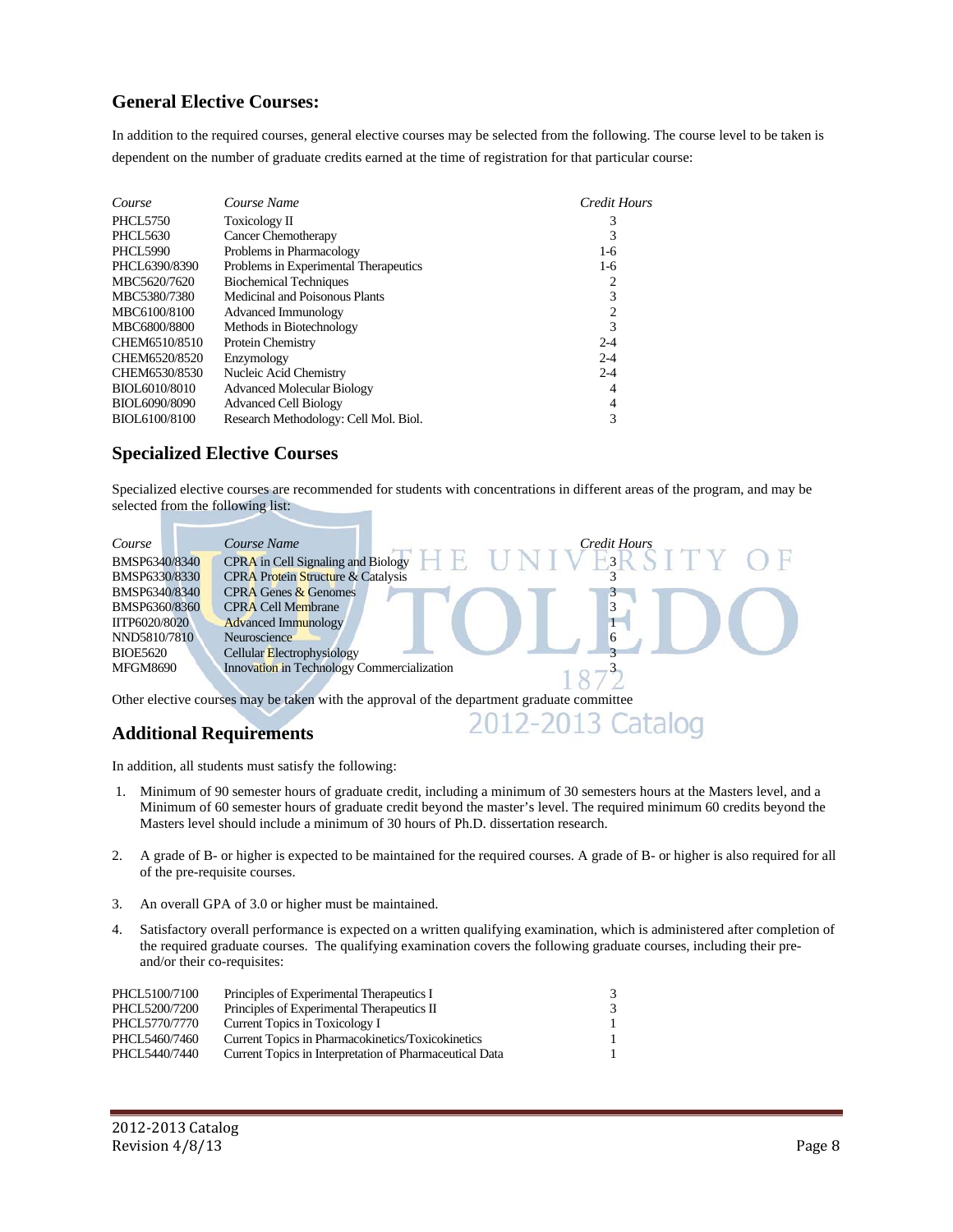## General Elective Courses:

In addition to the required courses, general elective courses may be selected from the following. The course level to be taken is dependent on the number of graduate credits earned at the time of registration for that particular course:

| Course | Course Name | Credit Hours |
|---|---|---|
| PHCL5750 | Toxicology II | 3 |
| PHCL5630 | Cancer Chemotherapy | 3 |
| PHCL5990 | Problems in Pharmacology | 1-6 |
| PHCL6390/8390 | Problems in Experimental Therapeutics | 1-6 |
| MBC5620/7620 | Biochemical Techniques | 2 |
| MBC5380/7380 | Medicinal and Poisonous Plants | 3 |
| MBC6100/8100 | Advanced Immunology | 2 |
| MBC6800/8800 | Methods in Biotechnology | 3 |
| CHEM6510/8510 | Protein Chemistry | 2-4 |
| CHEM6520/8520 | Enzymology | 2-4 |
| CHEM6530/8530 | Nucleic Acid Chemistry | 2-4 |
| BIOL6010/8010 | Advanced Molecular Biology | 4 |
| BIOL6090/8090 | Advanced Cell Biology | 4 |
| BIOL6100/8100 | Research Methodology: Cell Mol. Biol. | 3 |

## Specialized Elective Courses

Specialized elective courses are recommended for students with concentrations in different areas of the program, and may be selected from the following list:

| Course | Course Name | Credit Hours |
|---|---|---|
| BMSP6340/8340 | CPRA in Cell Signaling and Biology | 3 |
| BMSP6330/8330 | CPRA Protein Structure & Catalysis | 3 |
| BMSP6340/8340 | CPRA Genes & Genomes | 3 |
| BMSP6360/8360 | CPRA Cell Membrane | 3 |
| IITP6020/8020 | Advanced Immunology | 1 |
| NND5810/7810 | Neuroscience | 6 |
| BIOE5620 | Cellular Electrophysiology | 3 |
| MFGM8690 | Innovation in Technology Commercialization | 3 |

Other elective courses may be taken with the approval of the department graduate committee

## Additional Requirements

In addition, all students must satisfy the following:

1. Minimum of 90 semester hours of graduate credit, including a minimum of 30 semesters hours at the Masters level, and a Minimum of 60 semester hours of graduate credit beyond the master's level. The required minimum 60 credits beyond the Masters level should include a minimum of 30 hours of Ph.D. dissertation research.

2. A grade of B- or higher is expected to be maintained for the required courses. A grade of B- or higher is also required for all of the pre-requisite courses.

3. An overall GPA of 3.0 or higher must be maintained.

4. Satisfactory overall performance is expected on a written qualifying examination, which is administered after completion of the required graduate courses. The qualifying examination covers the following graduate courses, including their pre- and/or their co-requisites:

| | | |
|---|---|---|
| PHCL5100/7100 | Principles of Experimental Therapeutics I | 3 |
| PHCL5200/7200 | Principles of Experimental Therapeutics II | 3 |
| PHCL5770/7770 | Current Topics in Toxicology I | 1 |
| PHCL5460/7460 | Current Topics in Pharmacokinetics/Toxicokinetics | 1 |
| PHCL5440/7440 | Current Topics in Interpretation of Pharmaceutical Data | 1 |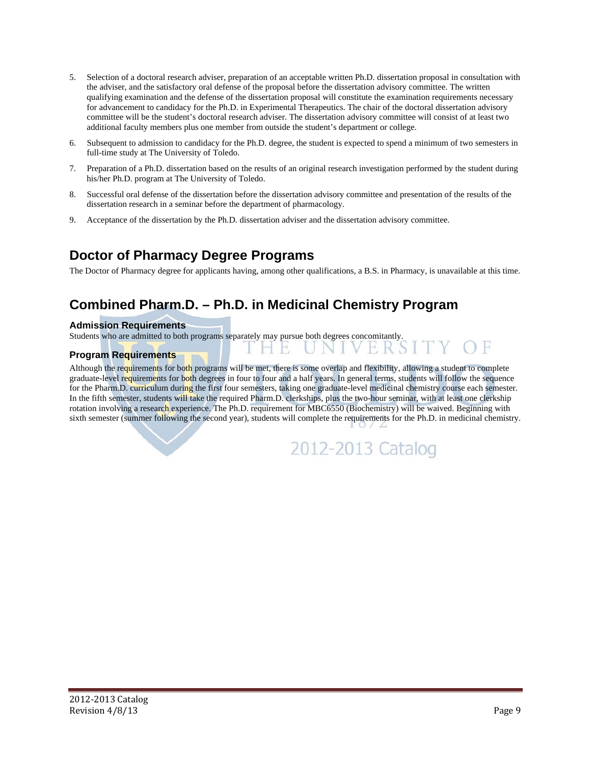5. Selection of a doctoral research adviser, preparation of an acceptable written Ph.D. dissertation proposal in consultation with the adviser, and the satisfactory oral defense of the proposal before the dissertation advisory committee. The written qualifying examination and the defense of the dissertation proposal will constitute the examination requirements necessary for advancement to candidacy for the Ph.D. in Experimental Therapeutics. The chair of the doctoral dissertation advisory committee will be the student's doctoral research adviser. The dissertation advisory committee will consist of at least two additional faculty members plus one member from outside the student's department or college.
6. Subsequent to admission to candidacy for the Ph.D. degree, the student is expected to spend a minimum of two semesters in full-time study at The University of Toledo.
7. Preparation of a Ph.D. dissertation based on the results of an original research investigation performed by the student during his/her Ph.D. program at The University of Toledo.
8. Successful oral defense of the dissertation before the dissertation advisory committee and presentation of the results of the dissertation research in a seminar before the department of pharmacology.
9. Acceptance of the dissertation by the Ph.D. dissertation adviser and the dissertation advisory committee.

## Doctor of Pharmacy Degree Programs

The Doctor of Pharmacy degree for applicants having, among other qualifications, a B.S. in Pharmacy, is unavailable at this time.

## Combined Pharm.D. – Ph.D. in Medicinal Chemistry Program

### Admission Requirements

Students who are admitted to both programs separately may pursue both degrees concomitantly.

### Program Requirements

Although the requirements for both programs will be met, there is some overlap and flexibility, allowing a student to complete graduate-level requirements for both degrees in four to four and a half years. In general terms, students will follow the sequence for the Pharm.D. curriculum during the first four semesters, taking one graduate-level medicinal chemistry course each semester. In the fifth semester, students will take the required Pharm.D. clerkships, plus the two-hour seminar, with at least one clerkship rotation involving a research experience. The Ph.D. requirement for MBC6550 (Biochemistry) will be waived. Beginning with sixth semester (summer following the second year), students will complete the requirements for the Ph.D. in medicinal chemistry.